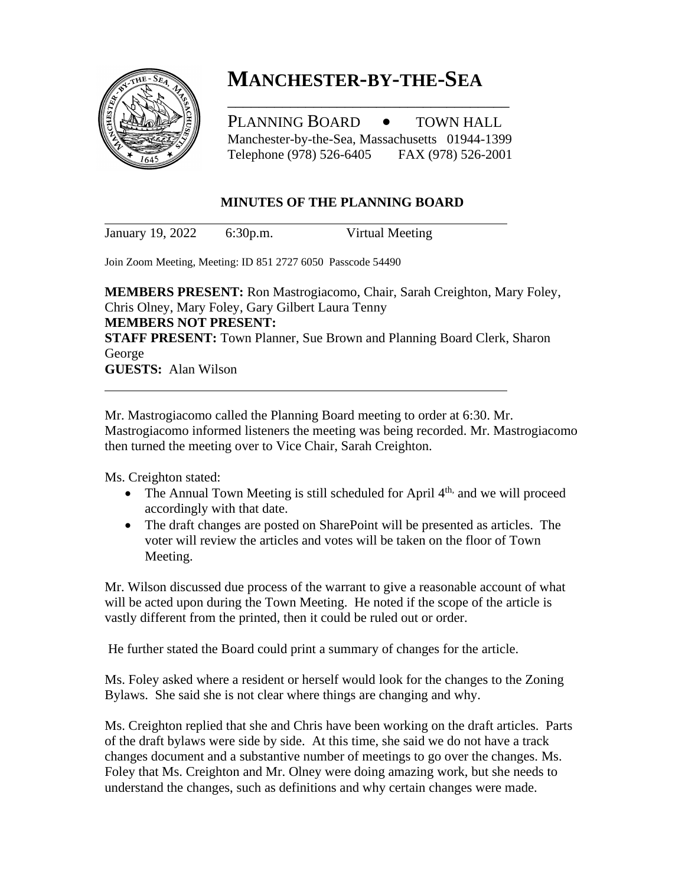# MANCHESTER-BY-THE-SEA

PLANNING BOARD • TOWN HALL
Manchester-by-the-Sea, Massachusetts 01944-1399
Telephone (978) 526-6405 FAX (978) 526-2001

## MINUTES OF THE PLANNING BOARD

January 19, 2022 6:30p.m. Virtual Meeting

Join Zoom Meeting, Meeting: ID 851 2727 6050 Passcode 54490

**MEMBERS PRESENT:** Ron Mastrogiacomo, Chair, Sarah Creighton, Mary Foley, Chris Olney, Mary Foley, Gary Gilbert Laura Tenny
**MEMBERS NOT PRESENT:**
**STAFF PRESENT:** Town Planner, Sue Brown and Planning Board Clerk, Sharon George
**GUESTS:** Alan Wilson

Mr. Mastrogiacomo called the Planning Board meeting to order at 6:30. Mr. Mastrogiacomo informed listeners the meeting was being recorded. Mr. Mastrogiacomo then turned the meeting over to Vice Chair, Sarah Creighton.

Ms. Creighton stated:

- The Annual Town Meeting is still scheduled for April 4th, and we will proceed accordingly with that date.
- The draft changes are posted on SharePoint will be presented as articles. The voter will review the articles and votes will be taken on the floor of Town Meeting.

Mr. Wilson discussed due process of the warrant to give a reasonable account of what will be acted upon during the Town Meeting. He noted if the scope of the article is vastly different from the printed, then it could be ruled out or order.

He further stated the Board could print a summary of changes for the article.

Ms. Foley asked where a resident or herself would look for the changes to the Zoning Bylaws. She said she is not clear where things are changing and why.

Ms. Creighton replied that she and Chris have been working on the draft articles. Parts of the draft bylaws were side by side. At this time, she said we do not have a track changes document and a substantive number of meetings to go over the changes. Ms. Foley that Ms. Creighton and Mr. Olney were doing amazing work, but she needs to understand the changes, such as definitions and why certain changes were made.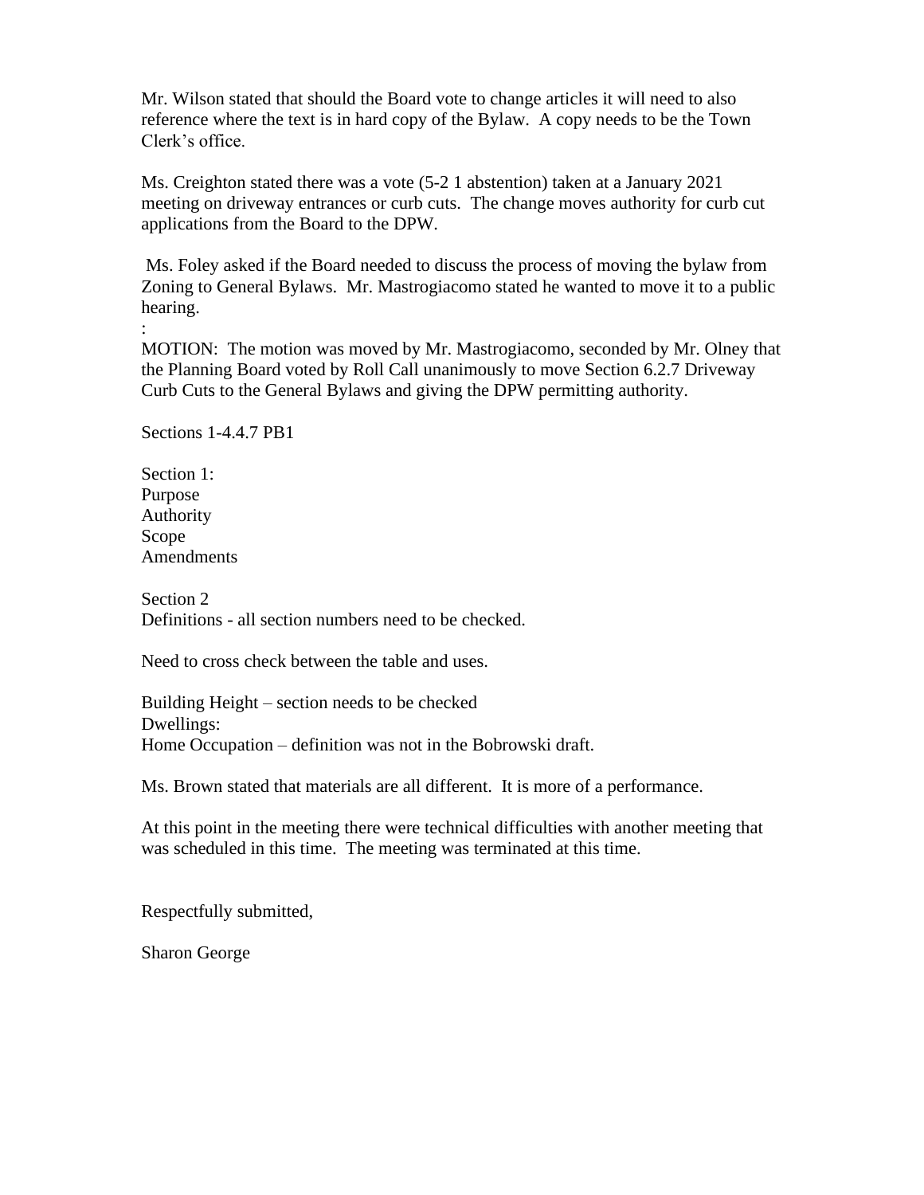Mr. Wilson stated that should the Board vote to change articles it will need to also reference where the text is in hard copy of the Bylaw. A copy needs to be the Town Clerk's office.

Ms. Creighton stated there was a vote (5-2 1 abstention) taken at a January 2021 meeting on driveway entrances or curb cuts. The change moves authority for curb cut applications from the Board to the DPW.

Ms. Foley asked if the Board needed to discuss the process of moving the bylaw from Zoning to General Bylaws. Mr. Mastrogiacomo stated he wanted to move it to a public hearing.

:

MOTION: The motion was moved by Mr. Mastrogiacomo, seconded by Mr. Olney that the Planning Board voted by Roll Call unanimously to move Section 6.2.7 Driveway Curb Cuts to the General Bylaws and giving the DPW permitting authority.

Sections 1-4.4.7 PB1

Section 1:
Purpose
Authority
Scope
Amendments

Section 2
Definitions - all section numbers need to be checked.

Need to cross check between the table and uses.

Building Height – section needs to be checked
Dwellings:
Home Occupation – definition was not in the Bobrowski draft.

Ms. Brown stated that materials are all different. It is more of a performance.

At this point in the meeting there were technical difficulties with another meeting that was scheduled in this time. The meeting was terminated at this time.

Respectfully submitted,

Sharon George